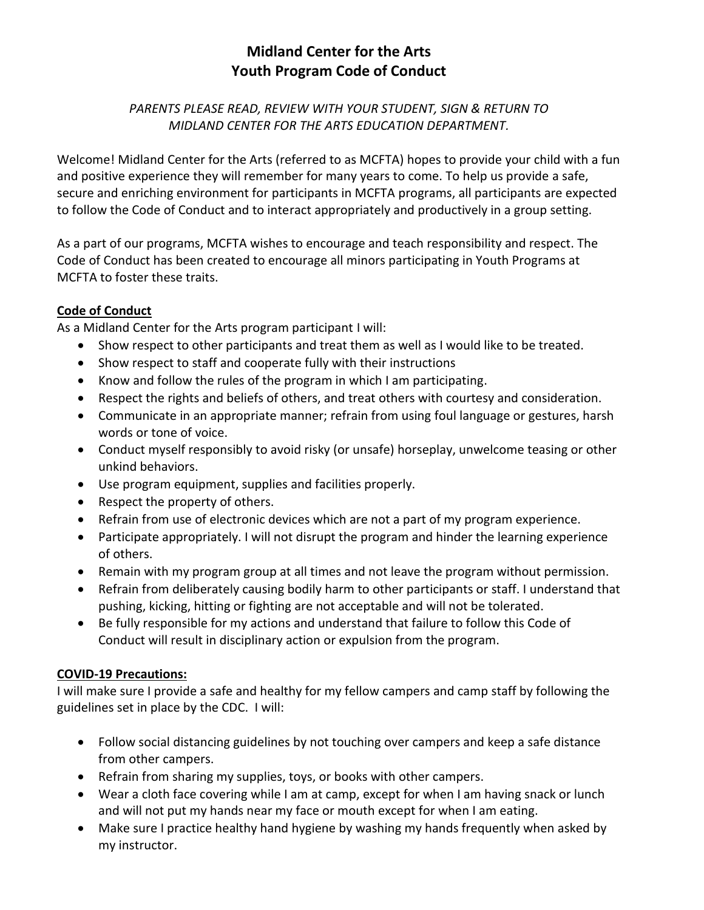# Midland Center for the Arts
# Youth Program Code of Conduct

*PARENTS PLEASE READ, REVIEW WITH YOUR STUDENT, SIGN & RETURN TO MIDLAND CENTER FOR THE ARTS EDUCATION DEPARTMENT.*

Welcome! Midland Center for the Arts (referred to as MCFTA) hopes to provide your child with a fun and positive experience they will remember for many years to come. To help us provide a safe, secure and enriching environment for participants in MCFTA programs, all participants are expected to follow the Code of Conduct and to interact appropriately and productively in a group setting.

As a part of our programs, MCFTA wishes to encourage and teach responsibility and respect. The Code of Conduct has been created to encourage all minors participating in Youth Programs at MCFTA to foster these traits.

**Code of Conduct**

As a Midland Center for the Arts program participant I will:

- Show respect to other participants and treat them as well as I would like to be treated.
- Show respect to staff and cooperate fully with their instructions
- Know and follow the rules of the program in which I am participating.
- Respect the rights and beliefs of others, and treat others with courtesy and consideration.
- Communicate in an appropriate manner; refrain from using foul language or gestures, harsh words or tone of voice.
- Conduct myself responsibly to avoid risky (or unsafe) horseplay, unwelcome teasing or other unkind behaviors.
- Use program equipment, supplies and facilities properly.
- Respect the property of others.
- Refrain from use of electronic devices which are not a part of my program experience.
- Participate appropriately. I will not disrupt the program and hinder the learning experience of others.
- Remain with my program group at all times and not leave the program without permission.
- Refrain from deliberately causing bodily harm to other participants or staff. I understand that pushing, kicking, hitting or fighting are not acceptable and will not be tolerated.
- Be fully responsible for my actions and understand that failure to follow this Code of Conduct will result in disciplinary action or expulsion from the program.

**COVID-19 Precautions:**

I will make sure I provide a safe and healthy for my fellow campers and camp staff by following the guidelines set in place by the CDC. I will:

- Follow social distancing guidelines by not touching over campers and keep a safe distance from other campers.
- Refrain from sharing my supplies, toys, or books with other campers.
- Wear a cloth face covering while I am at camp, except for when I am having snack or lunch and will not put my hands near my face or mouth except for when I am eating.
- Make sure I practice healthy hand hygiene by washing my hands frequently when asked by my instructor.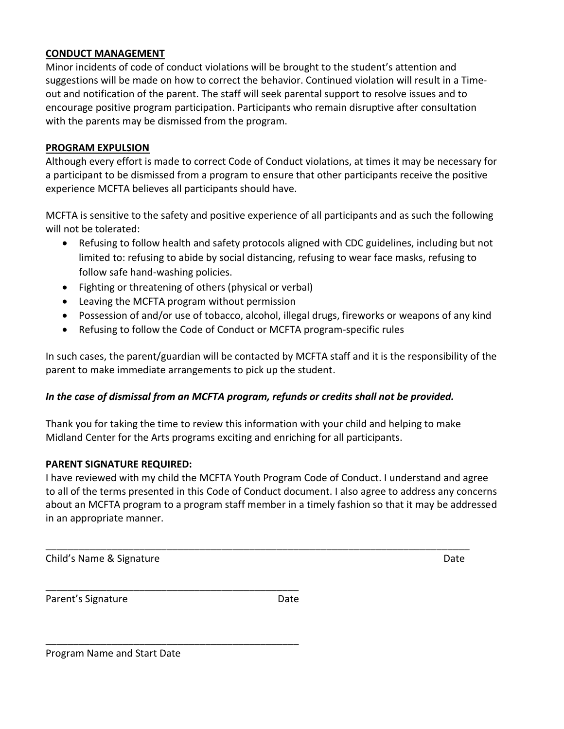## CONDUCT MANAGEMENT

Minor incidents of code of conduct violations will be brought to the student's attention and suggestions will be made on how to correct the behavior. Continued violation will result in a Time-out and notification of the parent. The staff will seek parental support to resolve issues and to encourage positive program participation. Participants who remain disruptive after consultation with the parents may be dismissed from the program.

## PROGRAM EXPULSION

Although every effort is made to correct Code of Conduct violations, at times it may be necessary for a participant to be dismissed from a program to ensure that other participants receive the positive experience MCFTA believes all participants should have.

MCFTA is sensitive to the safety and positive experience of all participants and as such the following will not be tolerated:

- Refusing to follow health and safety protocols aligned with CDC guidelines, including but not limited to: refusing to abide by social distancing, refusing to wear face masks, refusing to follow safe hand-washing policies.
- Fighting or threatening of others (physical or verbal)
- Leaving the MCFTA program without permission
- Possession of and/or use of tobacco, alcohol, illegal drugs, fireworks or weapons of any kind
- Refusing to follow the Code of Conduct or MCFTA program-specific rules

In such cases, the parent/guardian will be contacted by MCFTA staff and it is the responsibility of the parent to make immediate arrangements to pick up the student.

***In the case of dismissal from an MCFTA program, refunds or credits shall not be provided.***

Thank you for taking the time to review this information with your child and helping to make Midland Center for the Arts programs exciting and enriching for all participants.

**PARENT SIGNATURE REQUIRED:**

I have reviewed with my child the MCFTA Youth Program Code of Conduct. I understand and agree to all of the terms presented in this Code of Conduct document. I also agree to address any concerns about an MCFTA program to a program staff member in a timely fashion so that it may be addressed in an appropriate manner.

\_\_\_\_\_\_\_\_\_\_\_\_\_\_\_\_\_\_\_\_\_\_\_\_\_\_\_\_\_\_\_\_\_\_\_\_\_\_\_\_\_\_\_\_\_\_\_\_\_\_\_\_\_\_\_\_\_\_\_\_\_\_\_\_\_\_\_\_\_\_\_\_\_\_

Child's Name & Signature                                                                                    Date

\_\_\_\_\_\_\_\_\_\_\_\_\_\_\_\_\_\_\_\_\_\_\_\_\_\_\_\_\_\_\_\_\_\_\_\_\_\_\_\_\_\_\_\_

Parent's Signature                                    Date

\_\_\_\_\_\_\_\_\_\_\_\_\_\_\_\_\_\_\_\_\_\_\_\_\_\_\_\_\_\_\_\_\_\_\_\_\_\_\_\_\_\_\_\_

Program Name and Start Date